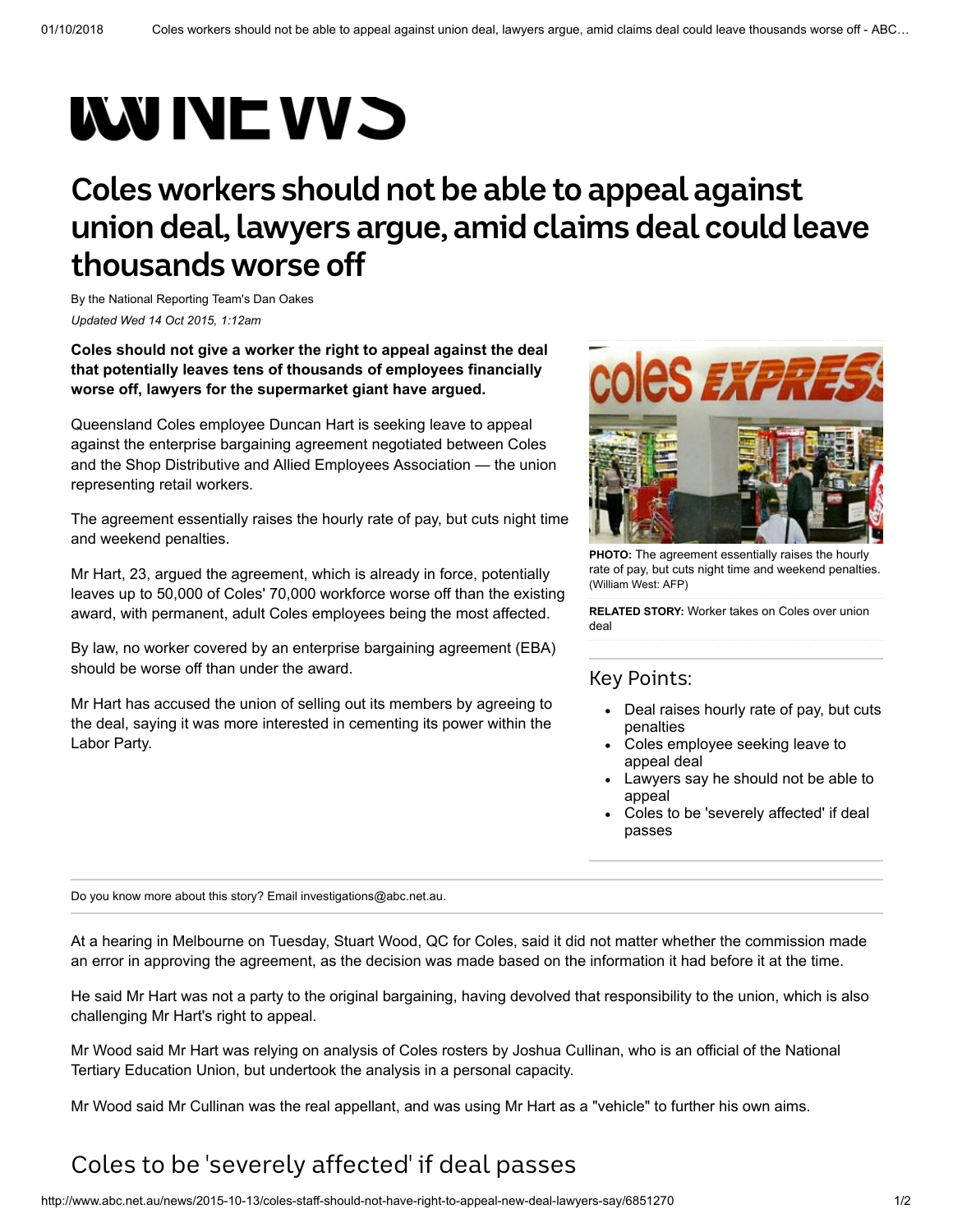# Coles workers should not be able to appeal against union deal, lawyers argue, amid claims deal could leave thousands worse off

By the National Reporting Team's Dan Oakes

*Updated Wed 14 Oct 2015, 1:12am*

**Coles should not give a worker the right to appeal against the deal that potentially leaves tens of thousands of employees financially worse off, lawyers for the supermarket giant have argued.**

Queensland Coles employee Duncan Hart is seeking leave to appeal against the enterprise bargaining agreement negotiated between Coles and the Shop Distributive and Allied Employees Association — the union representing retail workers.

The agreement essentially raises the hourly rate of pay, but cuts night time and weekend penalties.

Mr Hart, 23, argued the agreement, which is already in force, potentially leaves up to 50,000 of Coles' 70,000 workforce worse off than the existing award, with permanent, adult Coles employees being the most affected.

By law, no worker covered by an enterprise bargaining agreement (EBA) should be worse off than under the award.

Mr Hart has accused the union of selling out its members by agreeing to the deal, saying it was more interested in cementing its power within the Labor Party.

**PHOTO:** The agreement essentially raises the hourly rate of pay, but cuts night time and weekend penalties. (William West: AFP)

**RELATED STORY:** Worker takes on Coles over union deal

## Key Points:

- Deal raises hourly rate of pay, but cuts penalties
- Coles employee seeking leave to appeal deal
- Lawyers say he should not be able to appeal
- Coles to be 'severely affected' if deal passes

Do you know more about this story? Email investigations@abc.net.au.

At a hearing in Melbourne on Tuesday, Stuart Wood, QC for Coles, said it did not matter whether the commission made an error in approving the agreement, as the decision was made based on the information it had before it at the time.

He said Mr Hart was not a party to the original bargaining, having devolved that responsibility to the union, which is also challenging Mr Hart's right to appeal.

Mr Wood said Mr Hart was relying on analysis of Coles rosters by Joshua Cullinan, who is an official of the National Tertiary Education Union, but undertook the analysis in a personal capacity.

Mr Wood said Mr Cullinan was the real appellant, and was using Mr Hart as a "vehicle" to further his own aims.

## Coles to be 'severely affected' if deal passes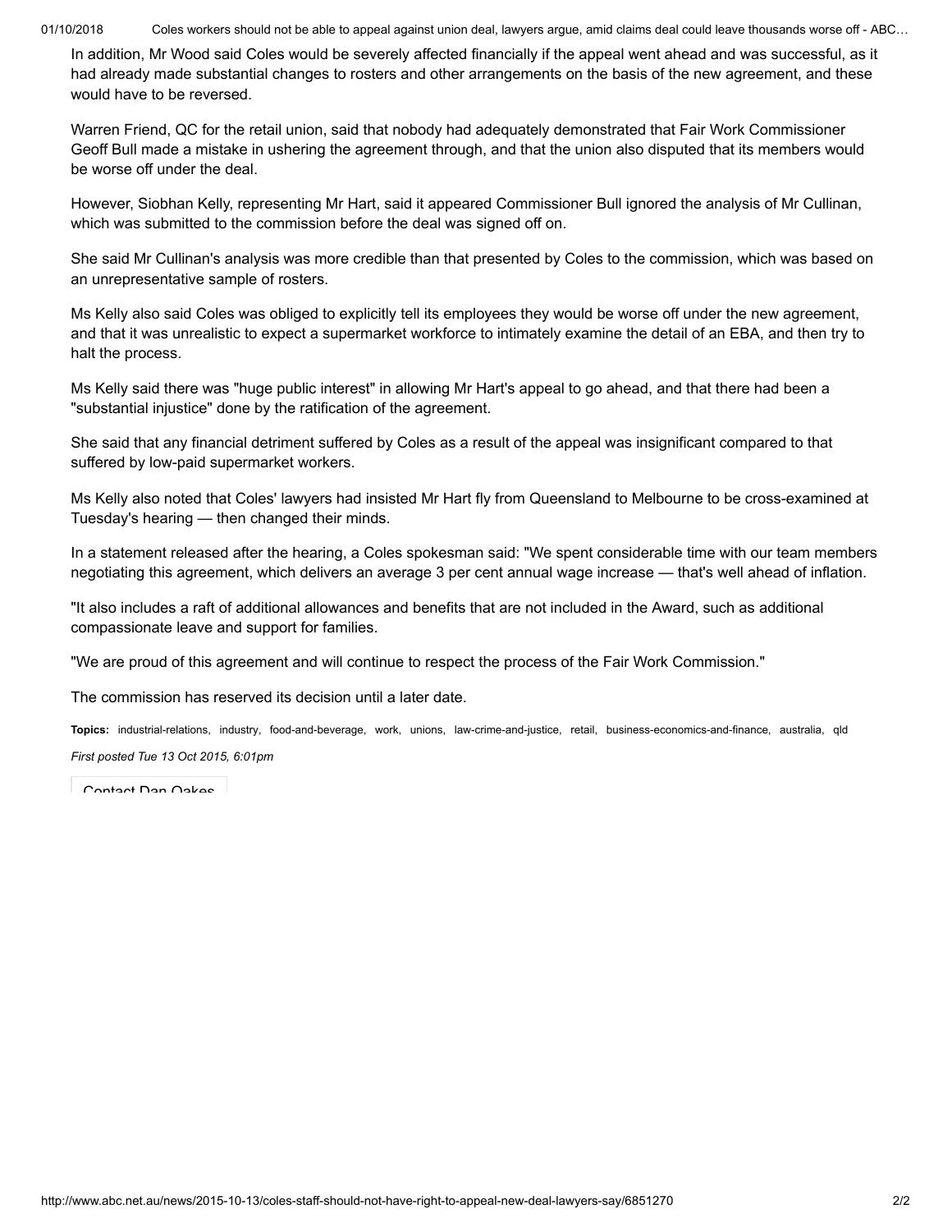In addition, Mr Wood said Coles would be severely affected financially if the appeal went ahead and was successful, as it had already made substantial changes to rosters and other arrangements on the basis of the new agreement, and these would have to be reversed.

Warren Friend, QC for the retail union, said that nobody had adequately demonstrated that Fair Work Commissioner Geoff Bull made a mistake in ushering the agreement through, and that the union also disputed that its members would be worse off under the deal.

However, Siobhan Kelly, representing Mr Hart, said it appeared Commissioner Bull ignored the analysis of Mr Cullinan, which was submitted to the commission before the deal was signed off on.

She said Mr Cullinan's analysis was more credible than that presented by Coles to the commission, which was based on an unrepresentative sample of rosters.

Ms Kelly also said Coles was obliged to explicitly tell its employees they would be worse off under the new agreement, and that it was unrealistic to expect a supermarket workforce to intimately examine the detail of an EBA, and then try to halt the process.

Ms Kelly said there was "huge public interest" in allowing Mr Hart's appeal to go ahead, and that there had been a "substantial injustice" done by the ratification of the agreement.

She said that any financial detriment suffered by Coles as a result of the appeal was insignificant compared to that suffered by low-paid supermarket workers.

Ms Kelly also noted that Coles' lawyers had insisted Mr Hart fly from Queensland to Melbourne to be cross-examined at Tuesday's hearing — then changed their minds.

In a statement released after the hearing, a Coles spokesman said: "We spent considerable time with our team members negotiating this agreement, which delivers an average 3 per cent annual wage increase — that's well ahead of inflation.

"It also includes a raft of additional allowances and benefits that are not included in the Award, such as additional compassionate leave and support for families.

"We are proud of this agreement and will continue to respect the process of the Fair Work Commission."

The commission has reserved its decision until a later date.

**Topics:** industrial-relations, industry, food-and-beverage, work, unions, law-crime-and-justice, retail, business-economics-and-finance, australia, qld

*First posted Tue 13 Oct 2015, 6:01pm*

Contact Dan Oakes